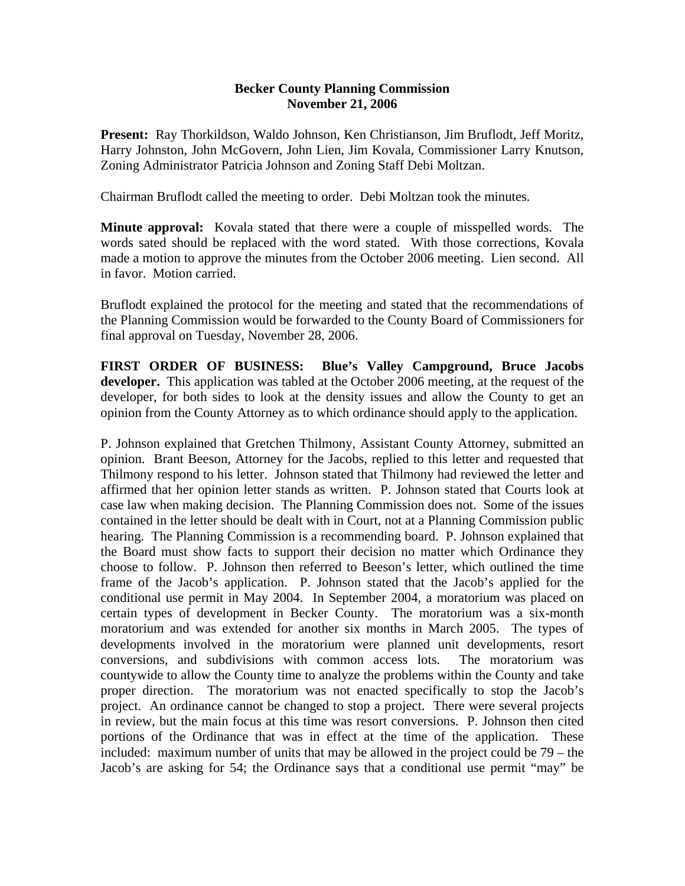# Becker County Planning Commission
## November 21, 2006

**Present:** Ray Thorkildson, Waldo Johnson, Ken Christianson, Jim Bruflodt, Jeff Moritz, Harry Johnston, John McGovern, John Lien, Jim Kovala, Commissioner Larry Knutson, Zoning Administrator Patricia Johnson and Zoning Staff Debi Moltzan.

Chairman Bruflodt called the meeting to order. Debi Moltzan took the minutes.

**Minute approval:** Kovala stated that there were a couple of misspelled words. The words sated should be replaced with the word stated. With those corrections, Kovala made a motion to approve the minutes from the October 2006 meeting. Lien second. All in favor. Motion carried.

Bruflodt explained the protocol for the meeting and stated that the recommendations of the Planning Commission would be forwarded to the County Board of Commissioners for final approval on Tuesday, November 28, 2006.

**FIRST ORDER OF BUSINESS: Blue's Valley Campground, Bruce Jacobs developer.** This application was tabled at the October 2006 meeting, at the request of the developer, for both sides to look at the density issues and allow the County to get an opinion from the County Attorney as to which ordinance should apply to the application.

P. Johnson explained that Gretchen Thilmony, Assistant County Attorney, submitted an opinion. Brant Beeson, Attorney for the Jacobs, replied to this letter and requested that Thilmony respond to his letter. Johnson stated that Thilmony had reviewed the letter and affirmed that her opinion letter stands as written. P. Johnson stated that Courts look at case law when making decision. The Planning Commission does not. Some of the issues contained in the letter should be dealt with in Court, not at a Planning Commission public hearing. The Planning Commission is a recommending board. P. Johnson explained that the Board must show facts to support their decision no matter which Ordinance they choose to follow. P. Johnson then referred to Beeson's letter, which outlined the time frame of the Jacob's application. P. Johnson stated that the Jacob's applied for the conditional use permit in May 2004. In September 2004, a moratorium was placed on certain types of development in Becker County. The moratorium was a six-month moratorium and was extended for another six months in March 2005. The types of developments involved in the moratorium were planned unit developments, resort conversions, and subdivisions with common access lots. The moratorium was countywide to allow the County time to analyze the problems within the County and take proper direction. The moratorium was not enacted specifically to stop the Jacob's project. An ordinance cannot be changed to stop a project. There were several projects in review, but the main focus at this time was resort conversions. P. Johnson then cited portions of the Ordinance that was in effect at the time of the application. These included: maximum number of units that may be allowed in the project could be 79 – the Jacob's are asking for 54; the Ordinance says that a conditional use permit "may" be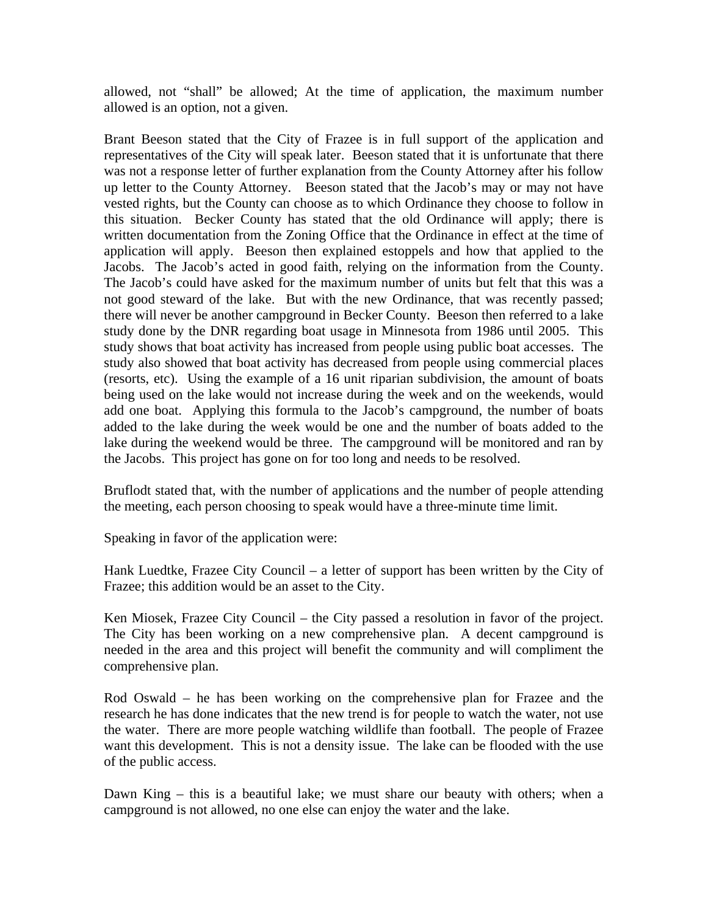allowed, not "shall" be allowed; At the time of application, the maximum number allowed is an option, not a given.

Brant Beeson stated that the City of Frazee is in full support of the application and representatives of the City will speak later. Beeson stated that it is unfortunate that there was not a response letter of further explanation from the County Attorney after his follow up letter to the County Attorney. Beeson stated that the Jacob's may or may not have vested rights, but the County can choose as to which Ordinance they choose to follow in this situation. Becker County has stated that the old Ordinance will apply; there is written documentation from the Zoning Office that the Ordinance in effect at the time of application will apply. Beeson then explained estoppels and how that applied to the Jacobs. The Jacob's acted in good faith, relying on the information from the County. The Jacob's could have asked for the maximum number of units but felt that this was a not good steward of the lake. But with the new Ordinance, that was recently passed; there will never be another campground in Becker County. Beeson then referred to a lake study done by the DNR regarding boat usage in Minnesota from 1986 until 2005. This study shows that boat activity has increased from people using public boat accesses. The study also showed that boat activity has decreased from people using commercial places (resorts, etc). Using the example of a 16 unit riparian subdivision, the amount of boats being used on the lake would not increase during the week and on the weekends, would add one boat. Applying this formula to the Jacob's campground, the number of boats added to the lake during the week would be one and the number of boats added to the lake during the weekend would be three. The campground will be monitored and ran by the Jacobs. This project has gone on for too long and needs to be resolved.

Bruflodt stated that, with the number of applications and the number of people attending the meeting, each person choosing to speak would have a three-minute time limit.

Speaking in favor of the application were:

Hank Luedtke, Frazee City Council – a letter of support has been written by the City of Frazee; this addition would be an asset to the City.

Ken Miosek, Frazee City Council – the City passed a resolution in favor of the project. The City has been working on a new comprehensive plan. A decent campground is needed in the area and this project will benefit the community and will compliment the comprehensive plan.

Rod Oswald – he has been working on the comprehensive plan for Frazee and the research he has done indicates that the new trend is for people to watch the water, not use the water. There are more people watching wildlife than football. The people of Frazee want this development. This is not a density issue. The lake can be flooded with the use of the public access.

Dawn King – this is a beautiful lake; we must share our beauty with others; when a campground is not allowed, no one else can enjoy the water and the lake.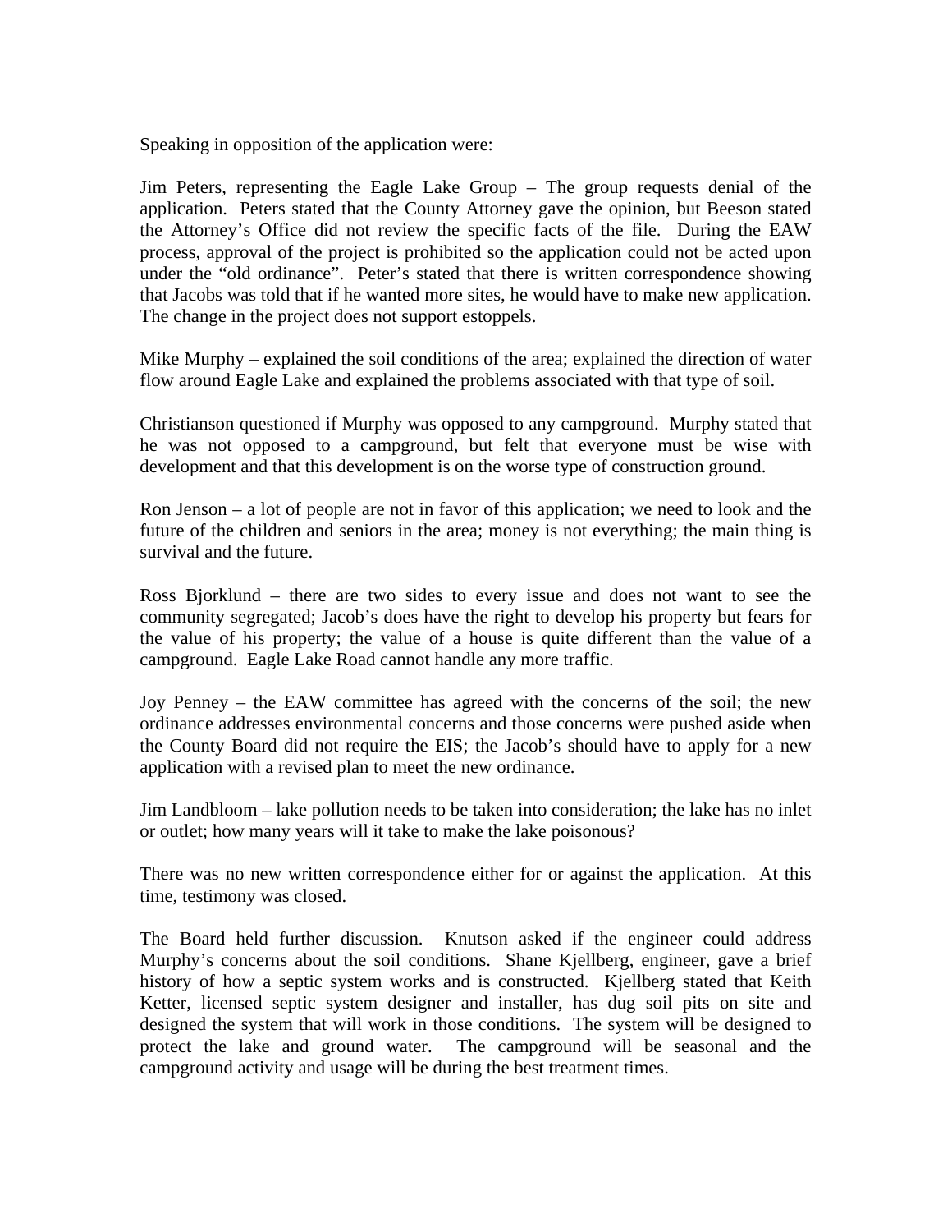Speaking in opposition of the application were:

Jim Peters, representing the Eagle Lake Group – The group requests denial of the application. Peters stated that the County Attorney gave the opinion, but Beeson stated the Attorney's Office did not review the specific facts of the file. During the EAW process, approval of the project is prohibited so the application could not be acted upon under the "old ordinance". Peter's stated that there is written correspondence showing that Jacobs was told that if he wanted more sites, he would have to make new application. The change in the project does not support estoppels.

Mike Murphy – explained the soil conditions of the area; explained the direction of water flow around Eagle Lake and explained the problems associated with that type of soil.

Christianson questioned if Murphy was opposed to any campground. Murphy stated that he was not opposed to a campground, but felt that everyone must be wise with development and that this development is on the worse type of construction ground.

Ron Jenson – a lot of people are not in favor of this application; we need to look and the future of the children and seniors in the area; money is not everything; the main thing is survival and the future.

Ross Bjorklund – there are two sides to every issue and does not want to see the community segregated; Jacob's does have the right to develop his property but fears for the value of his property; the value of a house is quite different than the value of a campground. Eagle Lake Road cannot handle any more traffic.

Joy Penney – the EAW committee has agreed with the concerns of the soil; the new ordinance addresses environmental concerns and those concerns were pushed aside when the County Board did not require the EIS; the Jacob's should have to apply for a new application with a revised plan to meet the new ordinance.

Jim Landbloom – lake pollution needs to be taken into consideration; the lake has no inlet or outlet; how many years will it take to make the lake poisonous?

There was no new written correspondence either for or against the application. At this time, testimony was closed.

The Board held further discussion. Knutson asked if the engineer could address Murphy's concerns about the soil conditions. Shane Kjellberg, engineer, gave a brief history of how a septic system works and is constructed. Kjellberg stated that Keith Ketter, licensed septic system designer and installer, has dug soil pits on site and designed the system that will work in those conditions. The system will be designed to protect the lake and ground water. The campground will be seasonal and the campground activity and usage will be during the best treatment times.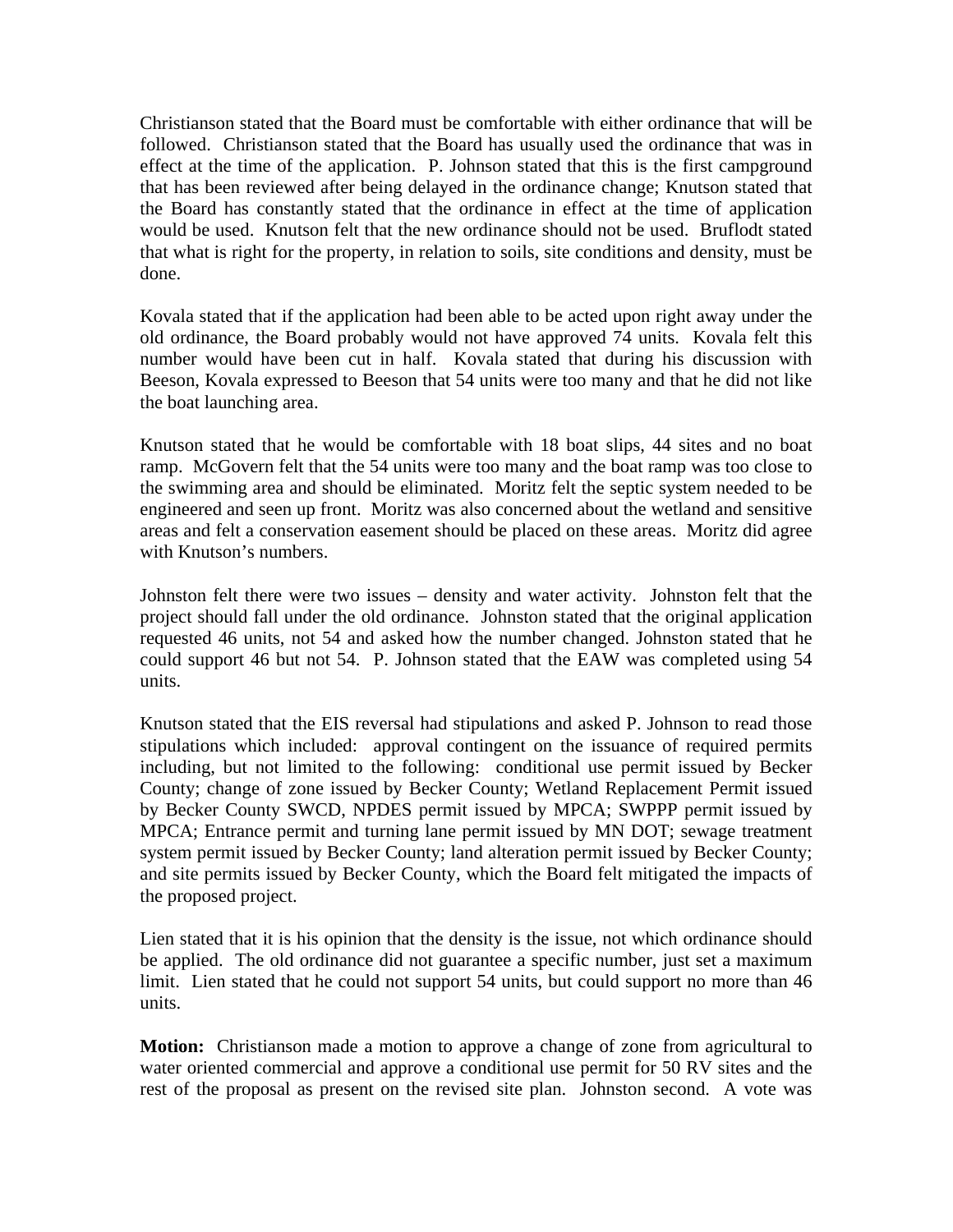Christianson stated that the Board must be comfortable with either ordinance that will be followed. Christianson stated that the Board has usually used the ordinance that was in effect at the time of the application. P. Johnson stated that this is the first campground that has been reviewed after being delayed in the ordinance change; Knutson stated that the Board has constantly stated that the ordinance in effect at the time of application would be used. Knutson felt that the new ordinance should not be used. Bruflodt stated that what is right for the property, in relation to soils, site conditions and density, must be done.

Kovala stated that if the application had been able to be acted upon right away under the old ordinance, the Board probably would not have approved 74 units. Kovala felt this number would have been cut in half. Kovala stated that during his discussion with Beeson, Kovala expressed to Beeson that 54 units were too many and that he did not like the boat launching area.

Knutson stated that he would be comfortable with 18 boat slips, 44 sites and no boat ramp. McGovern felt that the 54 units were too many and the boat ramp was too close to the swimming area and should be eliminated. Moritz felt the septic system needed to be engineered and seen up front. Moritz was also concerned about the wetland and sensitive areas and felt a conservation easement should be placed on these areas. Moritz did agree with Knutson's numbers.

Johnston felt there were two issues – density and water activity. Johnston felt that the project should fall under the old ordinance. Johnston stated that the original application requested 46 units, not 54 and asked how the number changed. Johnston stated that he could support 46 but not 54. P. Johnson stated that the EAW was completed using 54 units.

Knutson stated that the EIS reversal had stipulations and asked P. Johnson to read those stipulations which included: approval contingent on the issuance of required permits including, but not limited to the following: conditional use permit issued by Becker County; change of zone issued by Becker County; Wetland Replacement Permit issued by Becker County SWCD, NPDES permit issued by MPCA; SWPPP permit issued by MPCA; Entrance permit and turning lane permit issued by MN DOT; sewage treatment system permit issued by Becker County; land alteration permit issued by Becker County; and site permits issued by Becker County, which the Board felt mitigated the impacts of the proposed project.

Lien stated that it is his opinion that the density is the issue, not which ordinance should be applied. The old ordinance did not guarantee a specific number, just set a maximum limit. Lien stated that he could not support 54 units, but could support no more than 46 units.

**Motion:** Christianson made a motion to approve a change of zone from agricultural to water oriented commercial and approve a conditional use permit for 50 RV sites and the rest of the proposal as present on the revised site plan. Johnston second. A vote was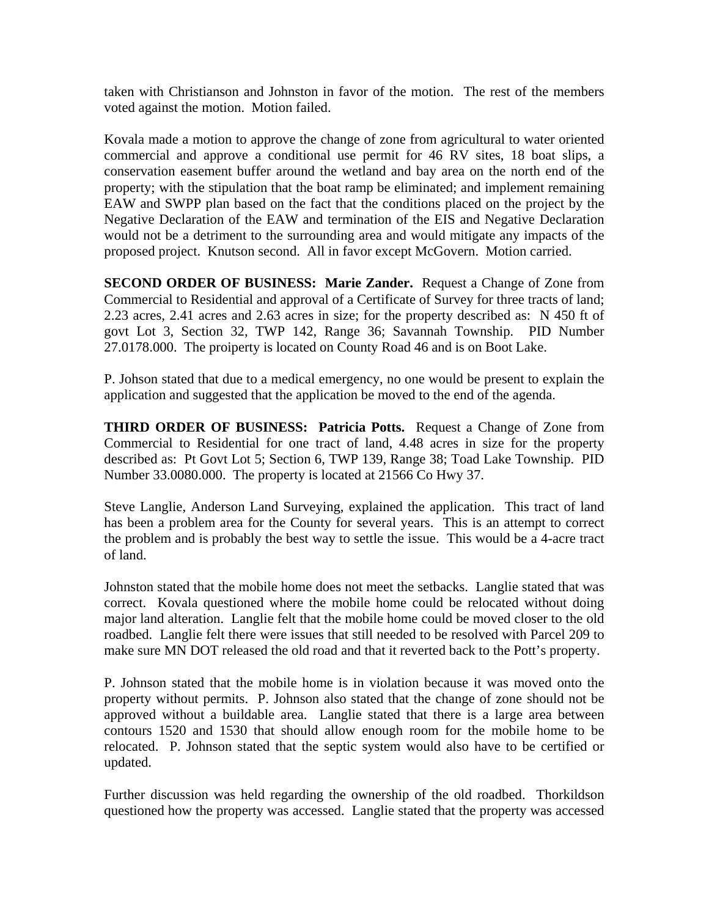taken with Christianson and Johnston in favor of the motion. The rest of the members voted against the motion. Motion failed.

Kovala made a motion to approve the change of zone from agricultural to water oriented commercial and approve a conditional use permit for 46 RV sites, 18 boat slips, a conservation easement buffer around the wetland and bay area on the north end of the property; with the stipulation that the boat ramp be eliminated; and implement remaining EAW and SWPP plan based on the fact that the conditions placed on the project by the Negative Declaration of the EAW and termination of the EIS and Negative Declaration would not be a detriment to the surrounding area and would mitigate any impacts of the proposed project. Knutson second. All in favor except McGovern. Motion carried.

**SECOND ORDER OF BUSINESS: Marie Zander.** Request a Change of Zone from Commercial to Residential and approval of a Certificate of Survey for three tracts of land; 2.23 acres, 2.41 acres and 2.63 acres in size; for the property described as: N 450 ft of govt Lot 3, Section 32, TWP 142, Range 36; Savannah Township. PID Number 27.0178.000. The proiperty is located on County Road 46 and is on Boot Lake.

P. Johson stated that due to a medical emergency, no one would be present to explain the application and suggested that the application be moved to the end of the agenda.

**THIRD ORDER OF BUSINESS: Patricia Potts.** Request a Change of Zone from Commercial to Residential for one tract of land, 4.48 acres in size for the property described as: Pt Govt Lot 5; Section 6, TWP 139, Range 38; Toad Lake Township. PID Number 33.0080.000. The property is located at 21566 Co Hwy 37.

Steve Langlie, Anderson Land Surveying, explained the application. This tract of land has been a problem area for the County for several years. This is an attempt to correct the problem and is probably the best way to settle the issue. This would be a 4-acre tract of land.

Johnston stated that the mobile home does not meet the setbacks. Langlie stated that was correct. Kovala questioned where the mobile home could be relocated without doing major land alteration. Langlie felt that the mobile home could be moved closer to the old roadbed. Langlie felt there were issues that still needed to be resolved with Parcel 209 to make sure MN DOT released the old road and that it reverted back to the Pott's property.

P. Johnson stated that the mobile home is in violation because it was moved onto the property without permits. P. Johnson also stated that the change of zone should not be approved without a buildable area. Langlie stated that there is a large area between contours 1520 and 1530 that should allow enough room for the mobile home to be relocated. P. Johnson stated that the septic system would also have to be certified or updated.

Further discussion was held regarding the ownership of the old roadbed. Thorkildson questioned how the property was accessed. Langlie stated that the property was accessed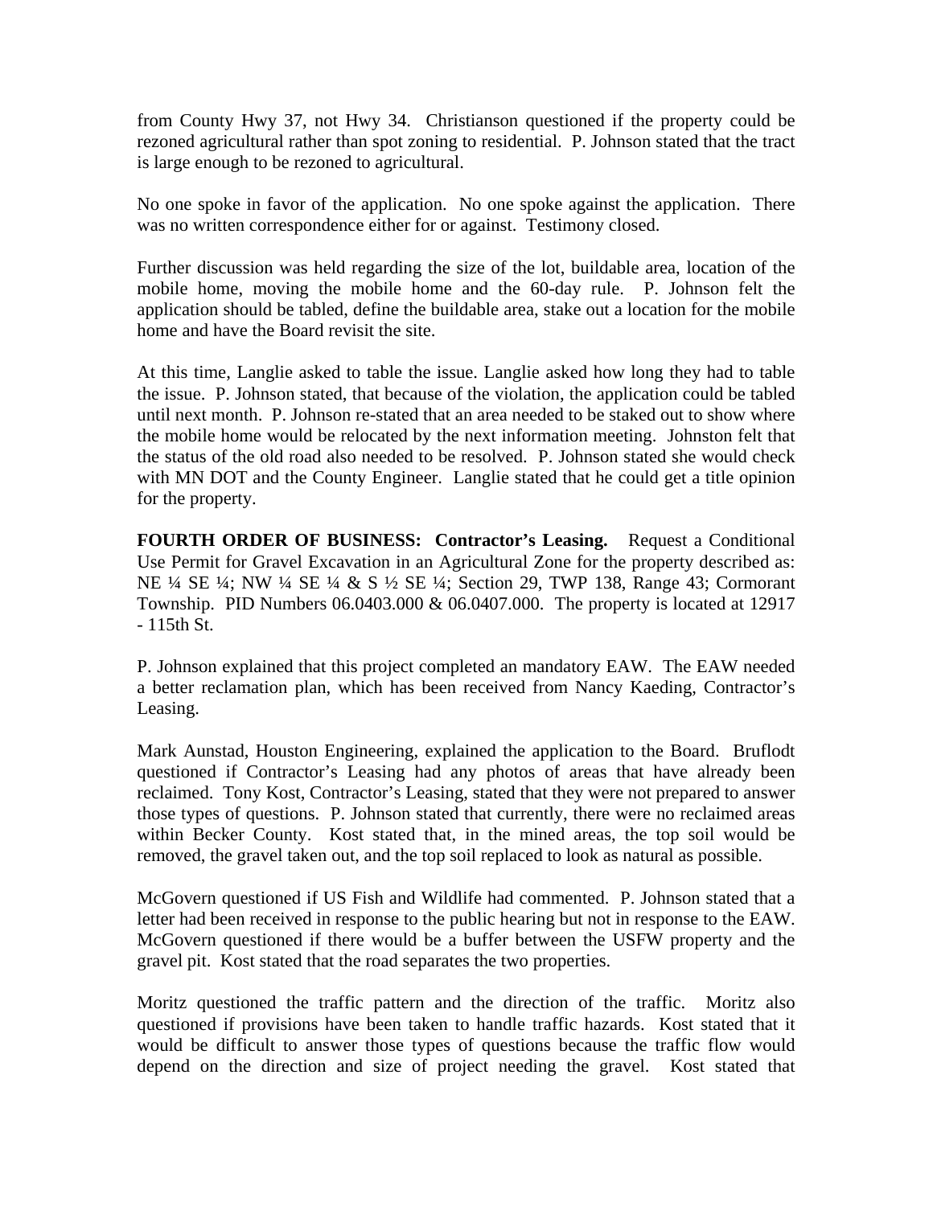from County Hwy 37, not Hwy 34. Christianson questioned if the property could be rezoned agricultural rather than spot zoning to residential. P. Johnson stated that the tract is large enough to be rezoned to agricultural.

No one spoke in favor of the application. No one spoke against the application. There was no written correspondence either for or against. Testimony closed.

Further discussion was held regarding the size of the lot, buildable area, location of the mobile home, moving the mobile home and the 60-day rule. P. Johnson felt the application should be tabled, define the buildable area, stake out a location for the mobile home and have the Board revisit the site.

At this time, Langlie asked to table the issue. Langlie asked how long they had to table the issue. P. Johnson stated, that because of the violation, the application could be tabled until next month. P. Johnson re-stated that an area needed to be staked out to show where the mobile home would be relocated by the next information meeting. Johnston felt that the status of the old road also needed to be resolved. P. Johnson stated she would check with MN DOT and the County Engineer. Langlie stated that he could get a title opinion for the property.

**FOURTH ORDER OF BUSINESS: Contractor's Leasing.** Request a Conditional Use Permit for Gravel Excavation in an Agricultural Zone for the property described as: NE ¼ SE ¼; NW ¼ SE ¼ & S ½ SE ¼; Section 29, TWP 138, Range 43; Cormorant Township. PID Numbers 06.0403.000 & 06.0407.000. The property is located at 12917 - 115th St.

P. Johnson explained that this project completed an mandatory EAW. The EAW needed a better reclamation plan, which has been received from Nancy Kaeding, Contractor's Leasing.

Mark Aunstad, Houston Engineering, explained the application to the Board. Bruflodt questioned if Contractor's Leasing had any photos of areas that have already been reclaimed. Tony Kost, Contractor's Leasing, stated that they were not prepared to answer those types of questions. P. Johnson stated that currently, there were no reclaimed areas within Becker County. Kost stated that, in the mined areas, the top soil would be removed, the gravel taken out, and the top soil replaced to look as natural as possible.

McGovern questioned if US Fish and Wildlife had commented. P. Johnson stated that a letter had been received in response to the public hearing but not in response to the EAW. McGovern questioned if there would be a buffer between the USFW property and the gravel pit. Kost stated that the road separates the two properties.

Moritz questioned the traffic pattern and the direction of the traffic. Moritz also questioned if provisions have been taken to handle traffic hazards. Kost stated that it would be difficult to answer those types of questions because the traffic flow would depend on the direction and size of project needing the gravel. Kost stated that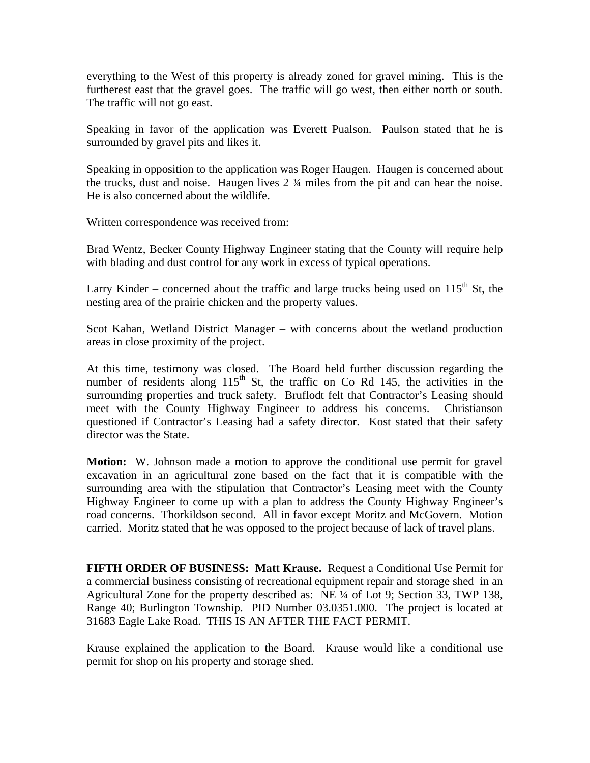everything to the West of this property is already zoned for gravel mining. This is the furtherest east that the gravel goes. The traffic will go west, then either north or south. The traffic will not go east.

Speaking in favor of the application was Everett Pualson. Paulson stated that he is surrounded by gravel pits and likes it.

Speaking in opposition to the application was Roger Haugen. Haugen is concerned about the trucks, dust and noise. Haugen lives 2 ¾ miles from the pit and can hear the noise. He is also concerned about the wildlife.

Written correspondence was received from:

Brad Wentz, Becker County Highway Engineer stating that the County will require help with blading and dust control for any work in excess of typical operations.

Larry Kinder – concerned about the traffic and large trucks being used on 115th St, the nesting area of the prairie chicken and the property values.

Scot Kahan, Wetland District Manager – with concerns about the wetland production areas in close proximity of the project.

At this time, testimony was closed. The Board held further discussion regarding the number of residents along 115th St, the traffic on Co Rd 145, the activities in the surrounding properties and truck safety. Bruflodt felt that Contractor's Leasing should meet with the County Highway Engineer to address his concerns. Christianson questioned if Contractor's Leasing had a safety director. Kost stated that their safety director was the State.

**Motion:** W. Johnson made a motion to approve the conditional use permit for gravel excavation in an agricultural zone based on the fact that it is compatible with the surrounding area with the stipulation that Contractor's Leasing meet with the County Highway Engineer to come up with a plan to address the County Highway Engineer's road concerns. Thorkildson second. All in favor except Moritz and McGovern. Motion carried. Moritz stated that he was opposed to the project because of lack of travel plans.

**FIFTH ORDER OF BUSINESS: Matt Krause.** Request a Conditional Use Permit for a commercial business consisting of recreational equipment repair and storage shed in an Agricultural Zone for the property described as: NE ¼ of Lot 9; Section 33, TWP 138, Range 40; Burlington Township. PID Number 03.0351.000. The project is located at 31683 Eagle Lake Road. THIS IS AN AFTER THE FACT PERMIT.

Krause explained the application to the Board. Krause would like a conditional use permit for shop on his property and storage shed.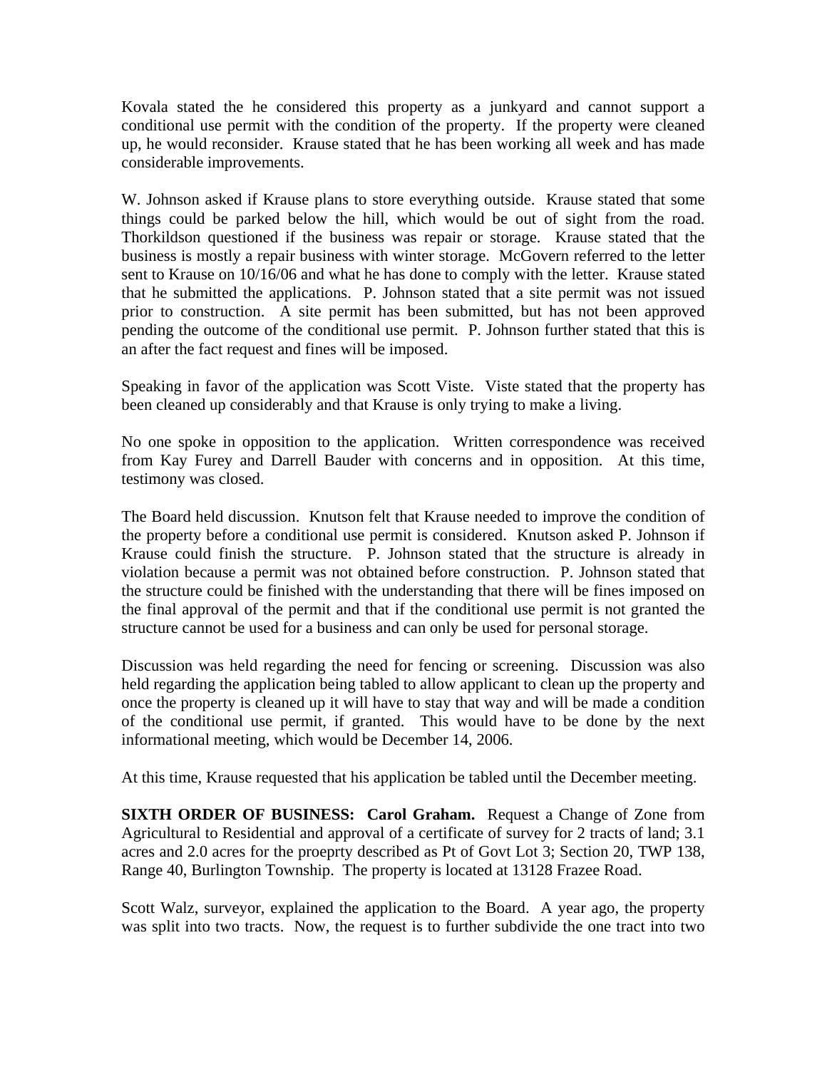Kovala stated the he considered this property as a junkyard and cannot support a conditional use permit with the condition of the property. If the property were cleaned up, he would reconsider. Krause stated that he has been working all week and has made considerable improvements.

W. Johnson asked if Krause plans to store everything outside. Krause stated that some things could be parked below the hill, which would be out of sight from the road. Thorkildson questioned if the business was repair or storage. Krause stated that the business is mostly a repair business with winter storage. McGovern referred to the letter sent to Krause on 10/16/06 and what he has done to comply with the letter. Krause stated that he submitted the applications. P. Johnson stated that a site permit was not issued prior to construction. A site permit has been submitted, but has not been approved pending the outcome of the conditional use permit. P. Johnson further stated that this is an after the fact request and fines will be imposed.

Speaking in favor of the application was Scott Viste. Viste stated that the property has been cleaned up considerably and that Krause is only trying to make a living.

No one spoke in opposition to the application. Written correspondence was received from Kay Furey and Darrell Bauder with concerns and in opposition. At this time, testimony was closed.

The Board held discussion. Knutson felt that Krause needed to improve the condition of the property before a conditional use permit is considered. Knutson asked P. Johnson if Krause could finish the structure. P. Johnson stated that the structure is already in violation because a permit was not obtained before construction. P. Johnson stated that the structure could be finished with the understanding that there will be fines imposed on the final approval of the permit and that if the conditional use permit is not granted the structure cannot be used for a business and can only be used for personal storage.

Discussion was held regarding the need for fencing or screening. Discussion was also held regarding the application being tabled to allow applicant to clean up the property and once the property is cleaned up it will have to stay that way and will be made a condition of the conditional use permit, if granted. This would have to be done by the next informational meeting, which would be December 14, 2006.

At this time, Krause requested that his application be tabled until the December meeting.

**SIXTH ORDER OF BUSINESS: Carol Graham.** Request a Change of Zone from Agricultural to Residential and approval of a certificate of survey for 2 tracts of land; 3.1 acres and 2.0 acres for the proeprty described as Pt of Govt Lot 3; Section 20, TWP 138, Range 40, Burlington Township. The property is located at 13128 Frazee Road.

Scott Walz, surveyor, explained the application to the Board. A year ago, the property was split into two tracts. Now, the request is to further subdivide the one tract into two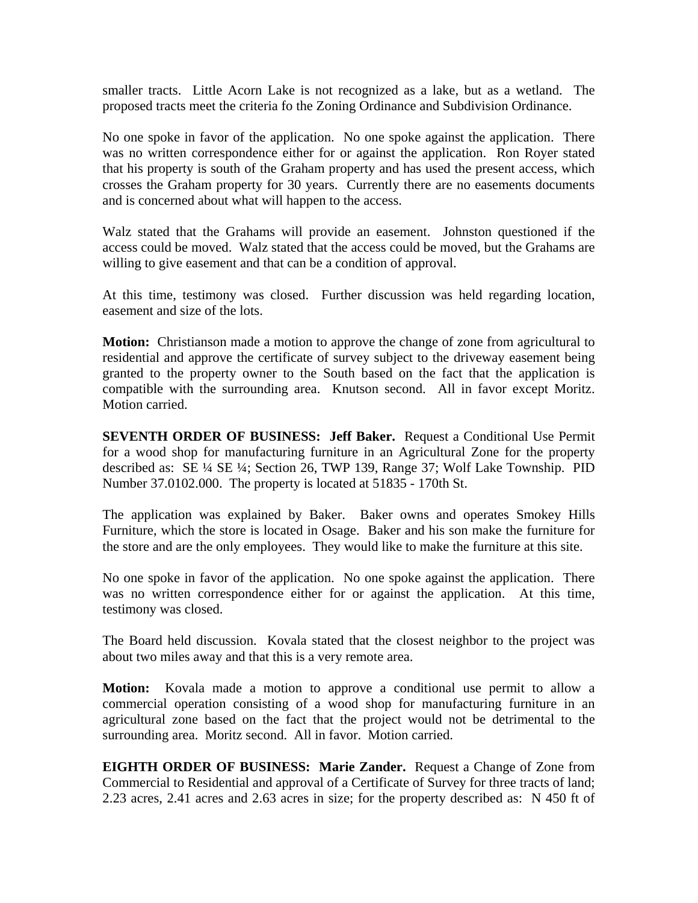smaller tracts. Little Acorn Lake is not recognized as a lake, but as a wetland. The proposed tracts meet the criteria fo the Zoning Ordinance and Subdivision Ordinance.

No one spoke in favor of the application. No one spoke against the application. There was no written correspondence either for or against the application. Ron Royer stated that his property is south of the Graham property and has used the present access, which crosses the Graham property for 30 years. Currently there are no easements documents and is concerned about what will happen to the access.

Walz stated that the Grahams will provide an easement. Johnston questioned if the access could be moved. Walz stated that the access could be moved, but the Grahams are willing to give easement and that can be a condition of approval.

At this time, testimony was closed. Further discussion was held regarding location, easement and size of the lots.

**Motion:** Christianson made a motion to approve the change of zone from agricultural to residential and approve the certificate of survey subject to the driveway easement being granted to the property owner to the South based on the fact that the application is compatible with the surrounding area. Knutson second. All in favor except Moritz. Motion carried.

**SEVENTH ORDER OF BUSINESS: Jeff Baker.** Request a Conditional Use Permit for a wood shop for manufacturing furniture in an Agricultural Zone for the property described as: SE ¼ SE ¼; Section 26, TWP 139, Range 37; Wolf Lake Township. PID Number 37.0102.000. The property is located at 51835 - 170th St.

The application was explained by Baker. Baker owns and operates Smokey Hills Furniture, which the store is located in Osage. Baker and his son make the furniture for the store and are the only employees. They would like to make the furniture at this site.

No one spoke in favor of the application. No one spoke against the application. There was no written correspondence either for or against the application. At this time, testimony was closed.

The Board held discussion. Kovala stated that the closest neighbor to the project was about two miles away and that this is a very remote area.

**Motion:** Kovala made a motion to approve a conditional use permit to allow a commercial operation consisting of a wood shop for manufacturing furniture in an agricultural zone based on the fact that the project would not be detrimental to the surrounding area. Moritz second. All in favor. Motion carried.

**EIGHTH ORDER OF BUSINESS: Marie Zander.** Request a Change of Zone from Commercial to Residential and approval of a Certificate of Survey for three tracts of land; 2.23 acres, 2.41 acres and 2.63 acres in size; for the property described as: N 450 ft of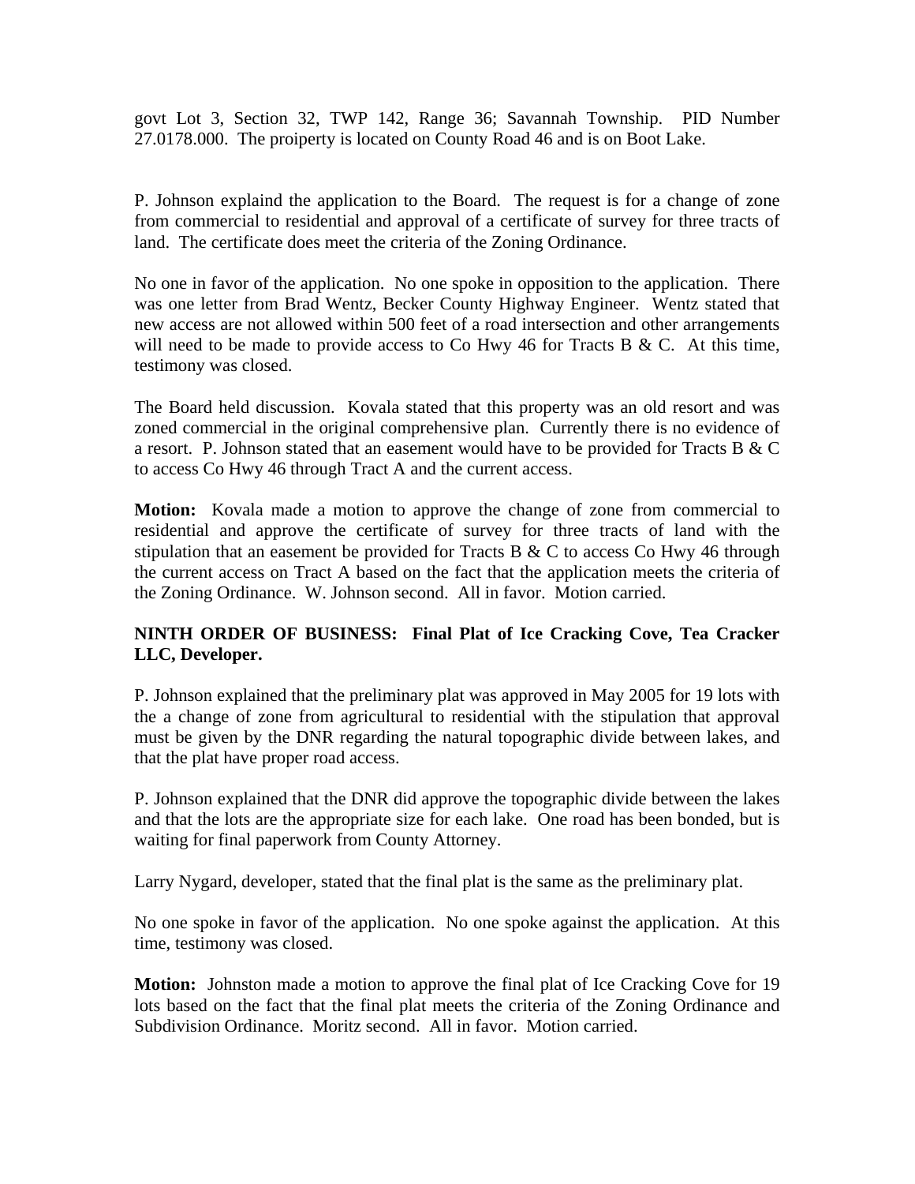govt Lot 3, Section 32, TWP 142, Range 36; Savannah Township. PID Number 27.0178.000. The proiperty is located on County Road 46 and is on Boot Lake.

P. Johnson explaind the application to the Board. The request is for a change of zone from commercial to residential and approval of a certificate of survey for three tracts of land. The certificate does meet the criteria of the Zoning Ordinance.

No one in favor of the application. No one spoke in opposition to the application. There was one letter from Brad Wentz, Becker County Highway Engineer. Wentz stated that new access are not allowed within 500 feet of a road intersection and other arrangements will need to be made to provide access to Co Hwy 46 for Tracts B & C. At this time, testimony was closed.

The Board held discussion. Kovala stated that this property was an old resort and was zoned commercial in the original comprehensive plan. Currently there is no evidence of a resort. P. Johnson stated that an easement would have to be provided for Tracts B & C to access Co Hwy 46 through Tract A and the current access.

**Motion:** Kovala made a motion to approve the change of zone from commercial to residential and approve the certificate of survey for three tracts of land with the stipulation that an easement be provided for Tracts B & C to access Co Hwy 46 through the current access on Tract A based on the fact that the application meets the criteria of the Zoning Ordinance. W. Johnson second. All in favor. Motion carried.

**NINTH ORDER OF BUSINESS: Final Plat of Ice Cracking Cove, Tea Cracker LLC, Developer.**

P. Johnson explained that the preliminary plat was approved in May 2005 for 19 lots with the a change of zone from agricultural to residential with the stipulation that approval must be given by the DNR regarding the natural topographic divide between lakes, and that the plat have proper road access.

P. Johnson explained that the DNR did approve the topographic divide between the lakes and that the lots are the appropriate size for each lake. One road has been bonded, but is waiting for final paperwork from County Attorney.

Larry Nygard, developer, stated that the final plat is the same as the preliminary plat.

No one spoke in favor of the application. No one spoke against the application. At this time, testimony was closed.

**Motion:** Johnston made a motion to approve the final plat of Ice Cracking Cove for 19 lots based on the fact that the final plat meets the criteria of the Zoning Ordinance and Subdivision Ordinance. Moritz second. All in favor. Motion carried.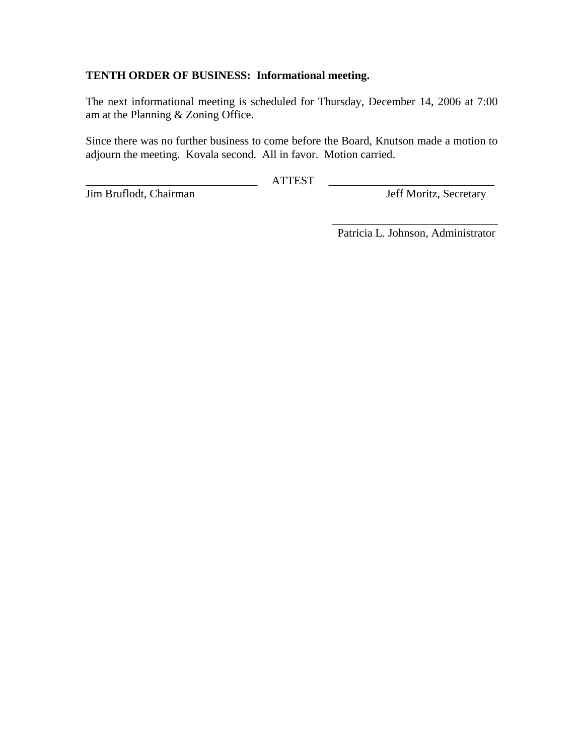**TENTH ORDER OF BUSINESS: Informational meeting.**

The next informational meeting is scheduled for Thursday, December 14, 2006 at 7:00 am at the Planning & Zoning Office.

Since there was no further business to come before the Board, Knutson made a motion to adjourn the meeting. Kovala second. All in favor. Motion carried.

______________________________ ATTEST ______________________________

Jim Bruflodt, Chairman Jeff Moritz, Secretary

______________________________

Patricia L. Johnson, Administrator